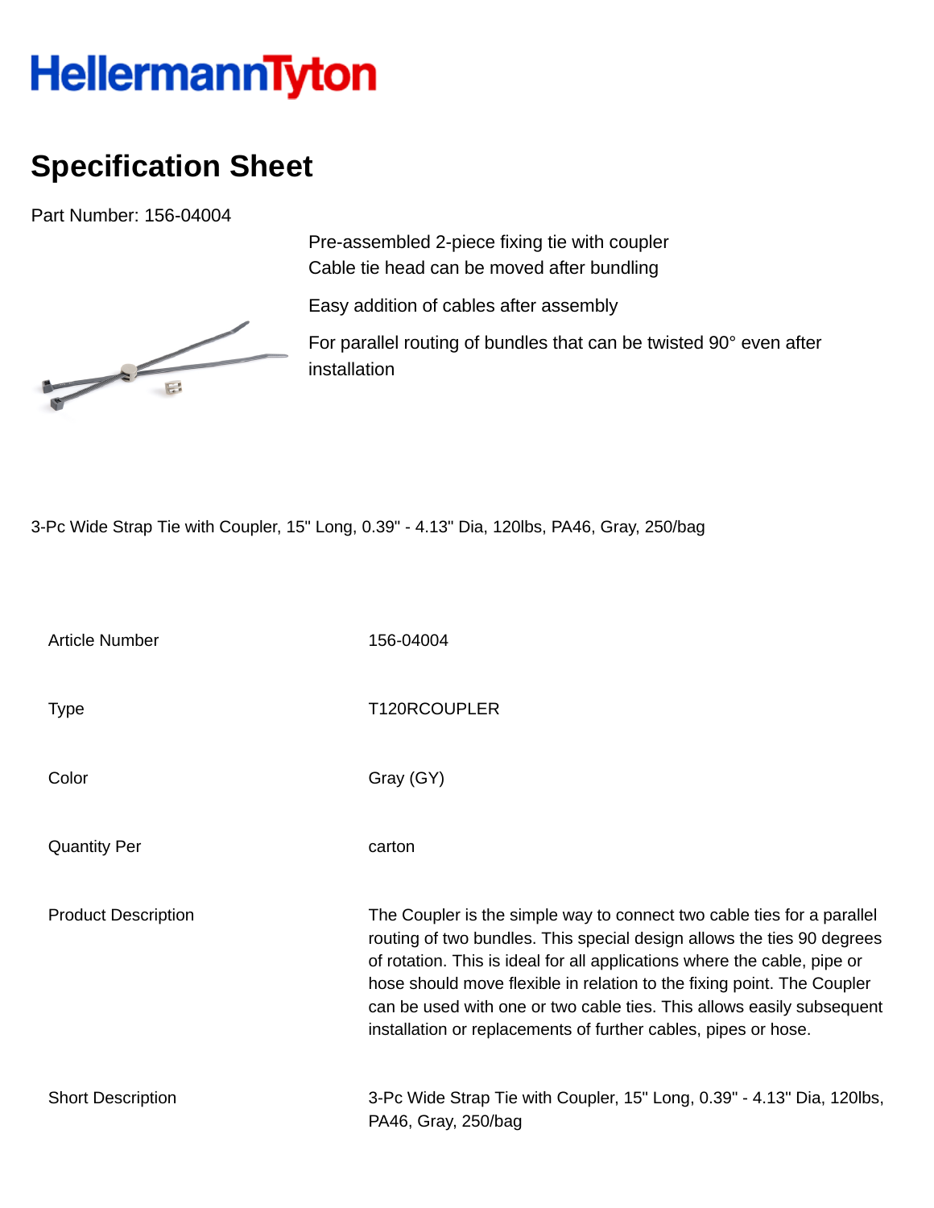HellermannTyton

# Specification Sheet

Part Number: 156-04004

Pre-assembled 2-piece fixing tie with coupler
Cable tie head can be moved after bundling

Easy addition of cables after assembly

For parallel routing of bundles that can be twisted 90° even after installation

3-Pc Wide Strap Tie with Coupler, 15" Long, 0.39" - 4.13" Dia, 120lbs, PA46, Gray, 250/bag

| | |
|---|---|
| Article Number | 156-04004 |
| Type | T120RCOUPLER |
| Color | Gray (GY) |
| Quantity Per | carton |
| Product Description | The Coupler is the simple way to connect two cable ties for a parallel routing of two bundles. This special design allows the ties 90 degrees of rotation. This is ideal for all applications where the cable, pipe or hose should move flexible in relation to the fixing point. The Coupler can be used with one or two cable ties. This allows easily subsequent installation or replacements of further cables, pipes or hose. |
| Short Description | 3-Pc Wide Strap Tie with Coupler, 15" Long, 0.39" - 4.13" Dia, 120lbs, PA46, Gray, 250/bag |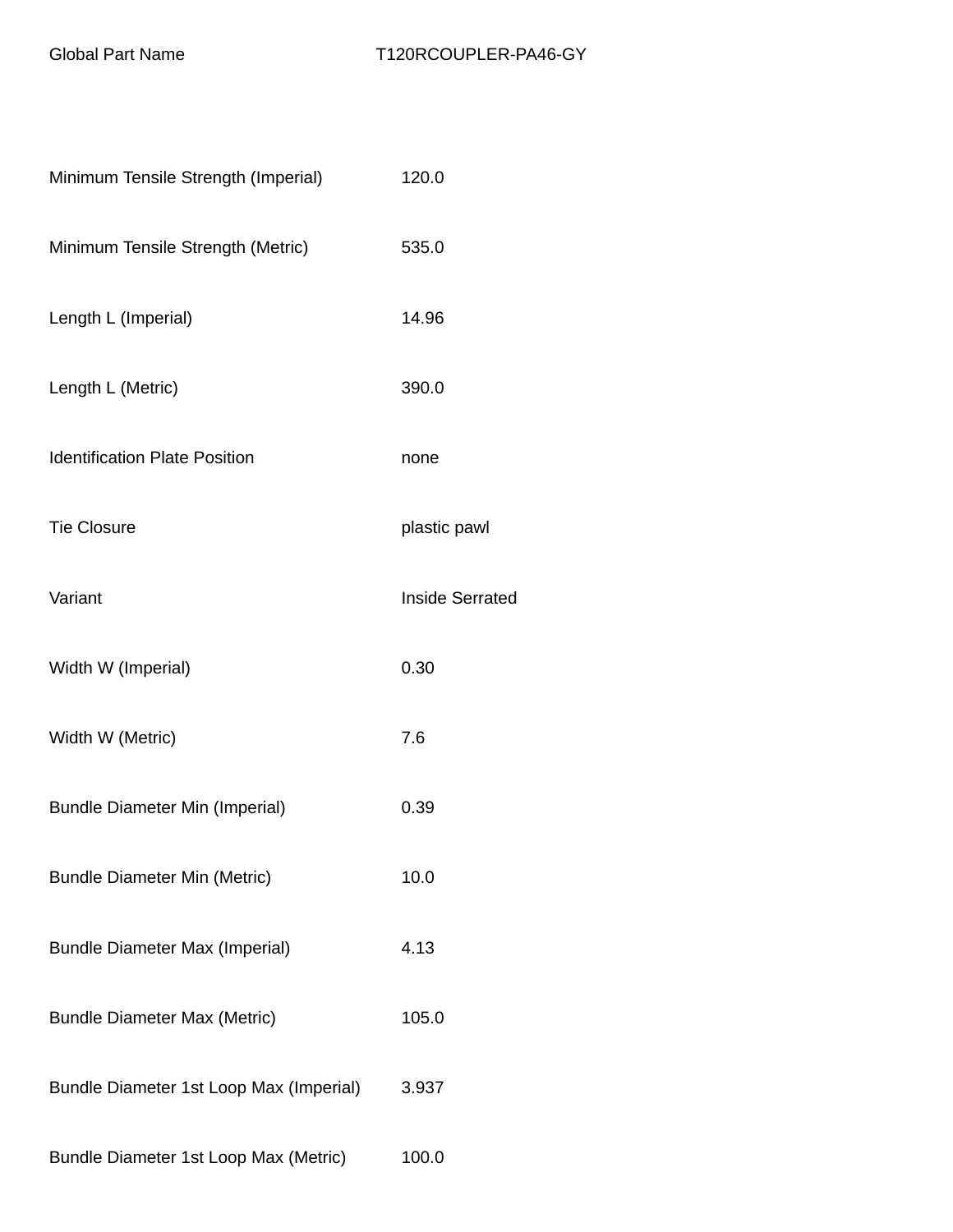| Global Part Name | T120RCOUPLER-PA46-GY |
|---|---|
| Minimum Tensile Strength (Imperial) | 120.0 |
| Minimum Tensile Strength (Metric) | 535.0 |
| Length L (Imperial) | 14.96 |
| Length L (Metric) | 390.0 |
| Identification Plate Position | none |
| Tie Closure | plastic pawl |
| Variant | Inside Serrated |
| Width W (Imperial) | 0.30 |
| Width W (Metric) | 7.6 |
| Bundle Diameter Min (Imperial) | 0.39 |
| Bundle Diameter Min (Metric) | 10.0 |
| Bundle Diameter Max (Imperial) | 4.13 |
| Bundle Diameter Max (Metric) | 105.0 |
| Bundle Diameter 1st Loop Max (Imperial) | 3.937 |
| Bundle Diameter 1st Loop Max (Metric) | 100.0 |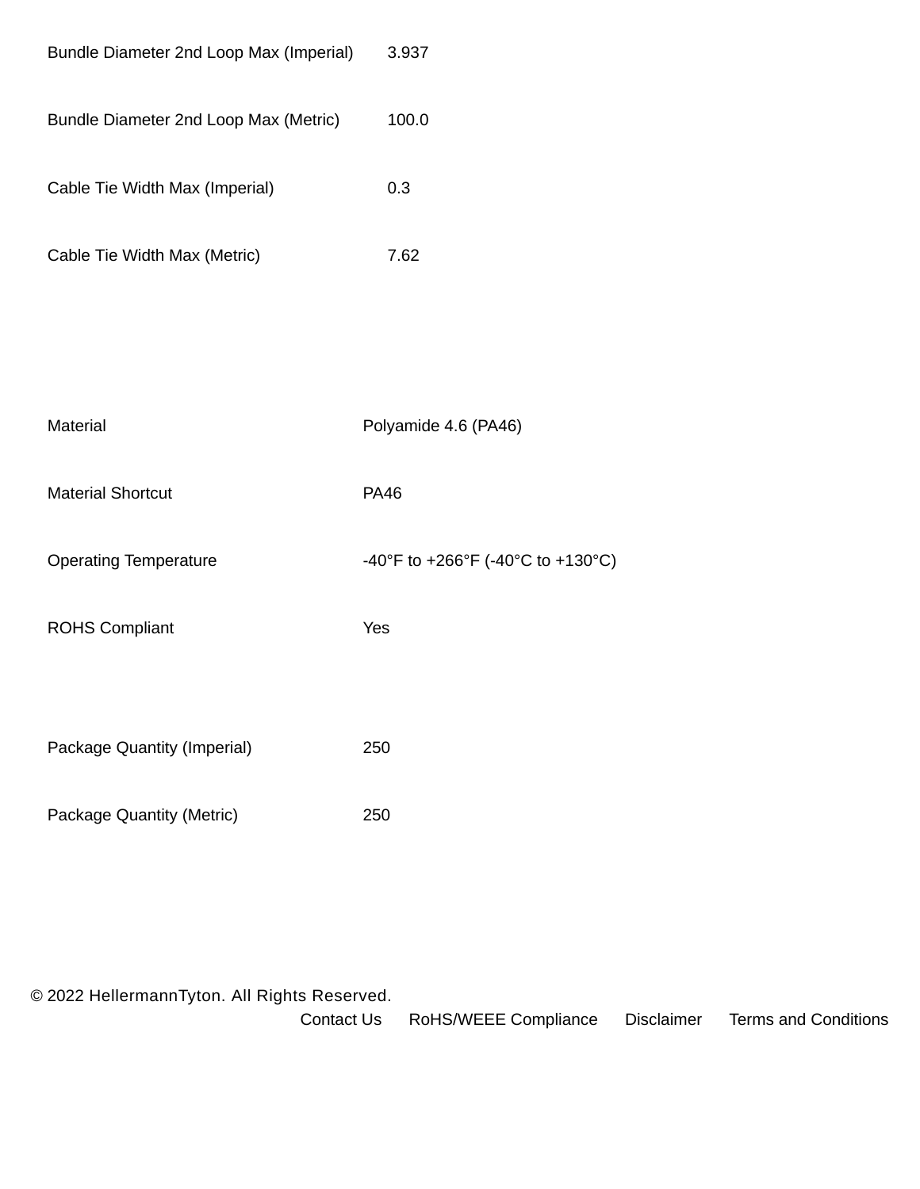| | |
|---|---|
| Bundle Diameter 2nd Loop Max (Imperial) | 3.937 |
| Bundle Diameter 2nd Loop Max (Metric) | 100.0 |
| Cable Tie Width Max (Imperial) | 0.3 |
| Cable Tie Width Max (Metric) | 7.62 |

| | |
|---|---|
| Material | Polyamide 4.6 (PA46) |
| Material Shortcut | PA46 |
| Operating Temperature | -40°F to +266°F (-40°C to +130°C) |
| ROHS Compliant | Yes |

| | |
|---|---|
| Package Quantity (Imperial) | 250 |
| Package Quantity (Metric) | 250 |

© 2022 HellermannTyton. All Rights Reserved.

Contact Us RoHS/WEEE Compliance Disclaimer Terms and Conditions